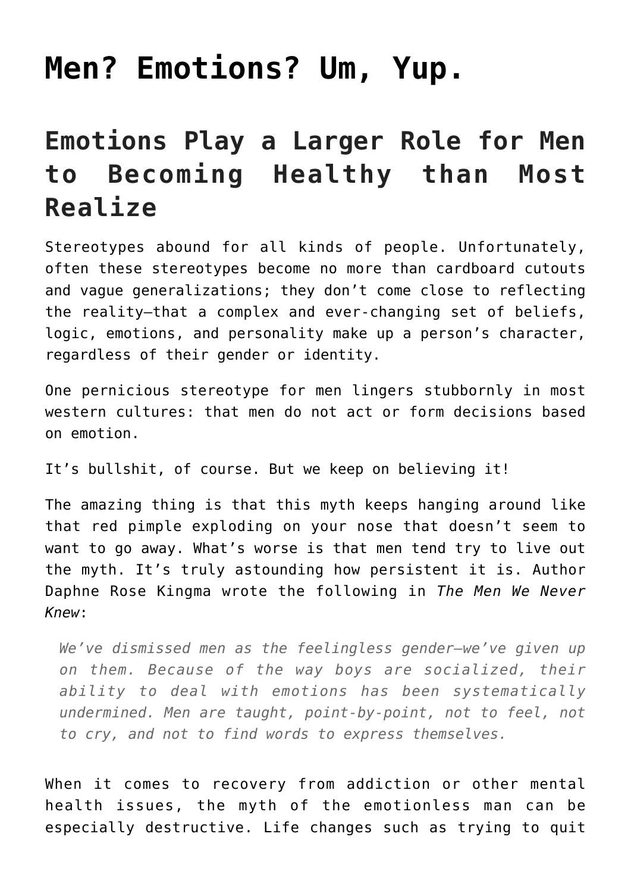# Men? Emotions? Um, Yup.

## Emotions Play a Larger Role for Men to Becoming Healthy than Most Realize

Stereotypes abound for all kinds of people. Unfortunately, often these stereotypes become no more than cardboard cutouts and vague generalizations; they don't come close to reflecting the reality—that a complex and ever-changing set of beliefs, logic, emotions, and personality make up a person's character, regardless of their gender or identity.

One pernicious stereotype for men lingers stubbornly in most western cultures: that men do not act or form decisions based on emotion.

It's bullshit, of course. But we keep on believing it!

The amazing thing is that this myth keeps hanging around like that red pimple exploding on your nose that doesn't seem to want to go away. What's worse is that men tend try to live out the myth. It's truly astounding how persistent it is. Author Daphne Rose Kingma wrote the following in *The Men We Never Knew*:

> *We've dismissed men as the feelingless gender—we've given up on them. Because of the way boys are socialized, their ability to deal with emotions has been systematically undermined. Men are taught, point-by-point, not to feel, not to cry, and not to find words to express themselves.*

When it comes to recovery from addiction or other mental health issues, the myth of the emotionless man can be especially destructive. Life changes such as trying to quit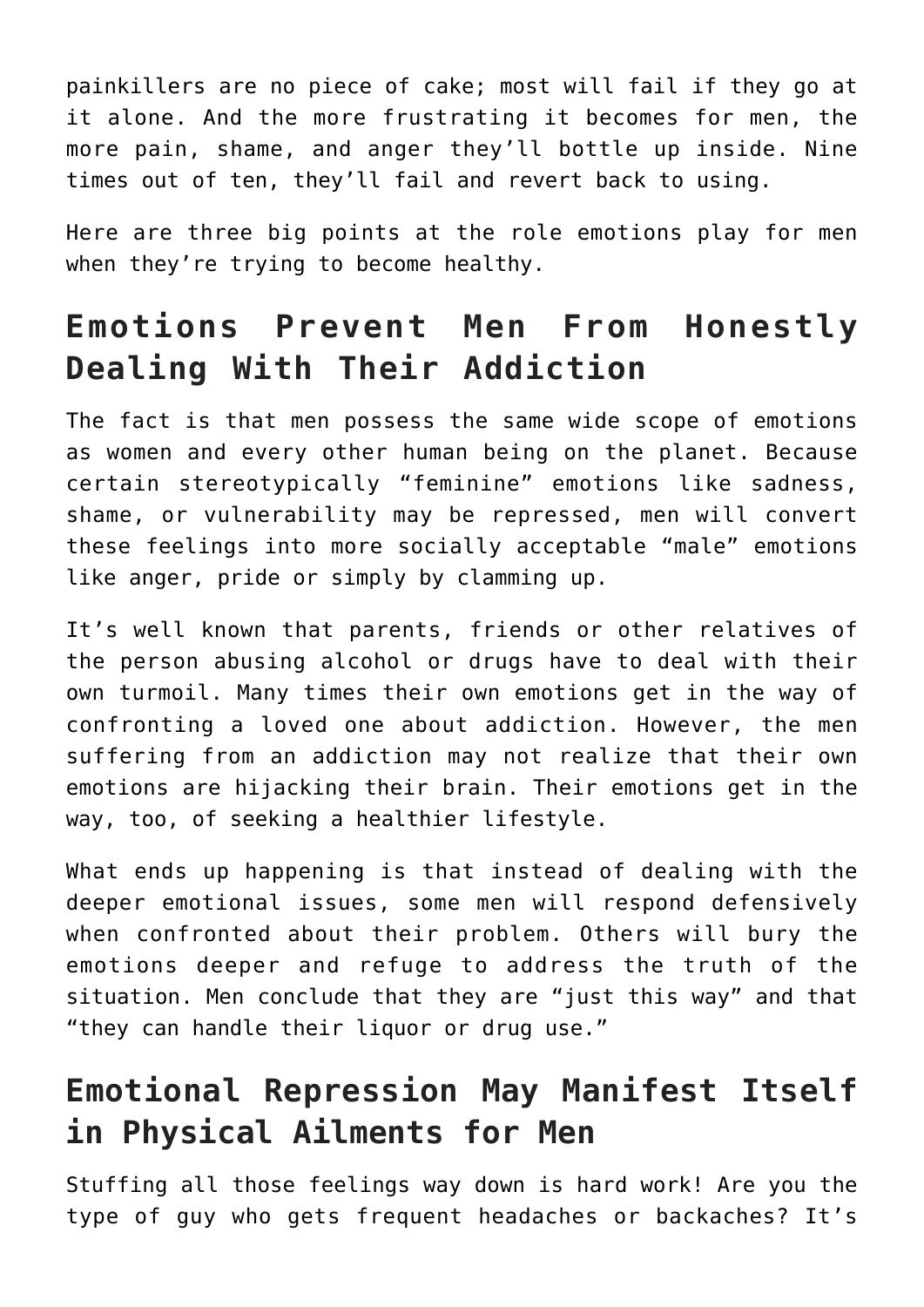painkillers are no piece of cake; most will fail if they go at it alone. And the more frustrating it becomes for men, the more pain, shame, and anger they'll bottle up inside. Nine times out of ten, they'll fail and revert back to using.

Here are three big points at the role emotions play for men when they're trying to become healthy.

## Emotions Prevent Men From Honestly Dealing With Their Addiction

The fact is that men possess the same wide scope of emotions as women and every other human being on the planet. Because certain stereotypically "feminine" emotions like sadness, shame, or vulnerability may be repressed, men will convert these feelings into more socially acceptable "male" emotions like anger, pride or simply by clamming up.

It's well known that parents, friends or other relatives of the person abusing alcohol or drugs have to deal with their own turmoil. Many times their own emotions get in the way of confronting a loved one about addiction. However, the men suffering from an addiction may not realize that their own emotions are hijacking their brain. Their emotions get in the way, too, of seeking a healthier lifestyle.

What ends up happening is that instead of dealing with the deeper emotional issues, some men will respond defensively when confronted about their problem. Others will bury the emotions deeper and refuge to address the truth of the situation. Men conclude that they are "just this way" and that "they can handle their liquor or drug use."

## Emotional Repression May Manifest Itself in Physical Ailments for Men

Stuffing all those feelings way down is hard work! Are you the type of guy who gets frequent headaches or backaches? It's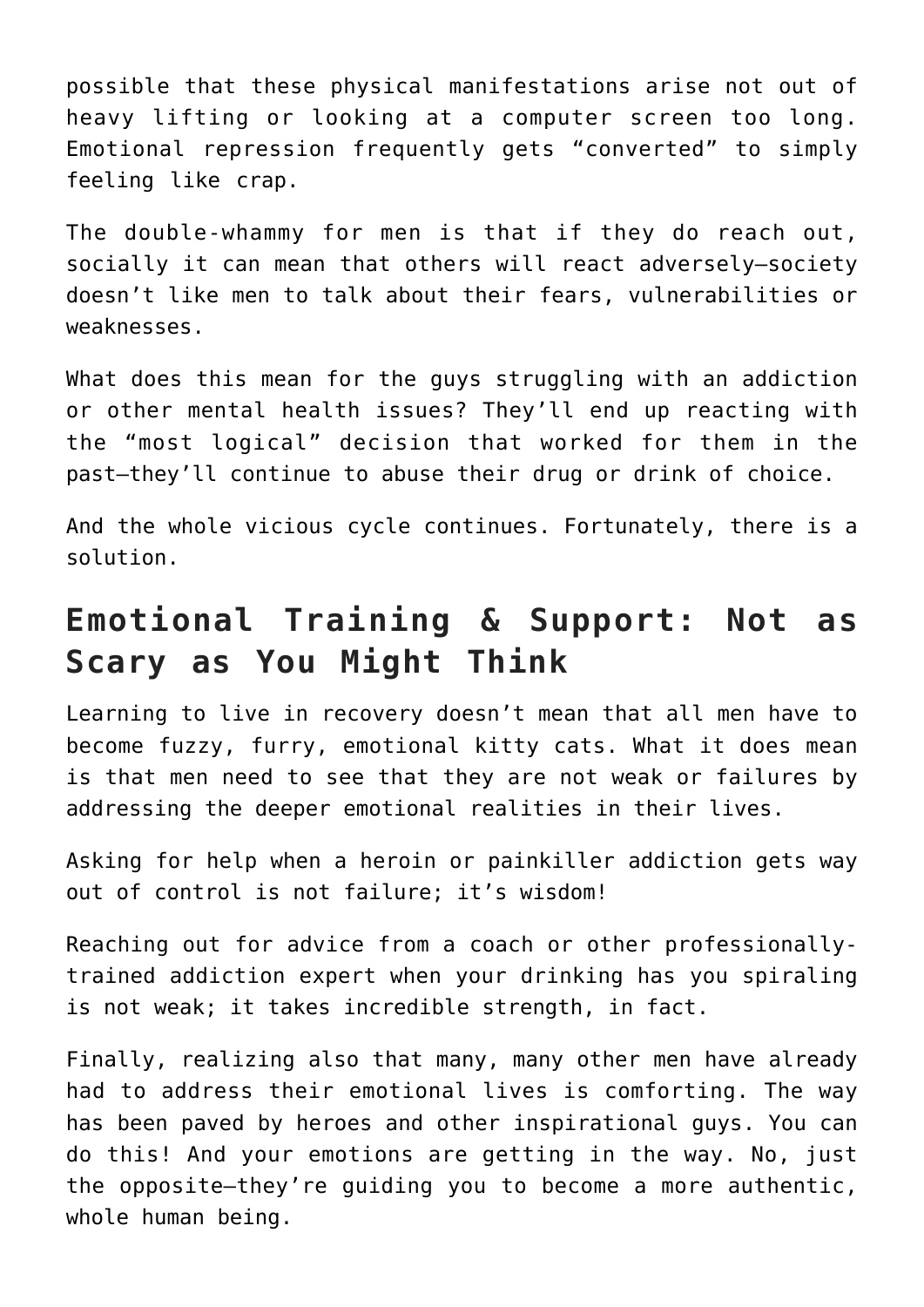possible that these physical manifestations arise not out of heavy lifting or looking at a computer screen too long. Emotional repression frequently gets “converted” to simply feeling like crap.

The double-whammy for men is that if they do reach out, socially it can mean that others will react adversely—society doesn’t like men to talk about their fears, vulnerabilities or weaknesses.

What does this mean for the guys struggling with an addiction or other mental health issues? They’ll end up reacting with the “most logical” decision that worked for them in the past—they’ll continue to abuse their drug or drink of choice.

And the whole vicious cycle continues. Fortunately, there is a solution.

## Emotional Training & Support: Not as Scary as You Might Think

Learning to live in recovery doesn’t mean that all men have to become fuzzy, furry, emotional kitty cats. What it does mean is that men need to see that they are not weak or failures by addressing the deeper emotional realities in their lives.

Asking for help when a heroin or painkiller addiction gets way out of control is not failure; it’s wisdom!

Reaching out for advice from a coach or other professionally-trained addiction expert when your drinking has you spiraling is not weak; it takes incredible strength, in fact.

Finally, realizing also that many, many other men have already had to address their emotional lives is comforting. The way has been paved by heroes and other inspirational guys. You can do this! And your emotions are getting in the way. No, just the opposite—they’re guiding you to become a more authentic, whole human being.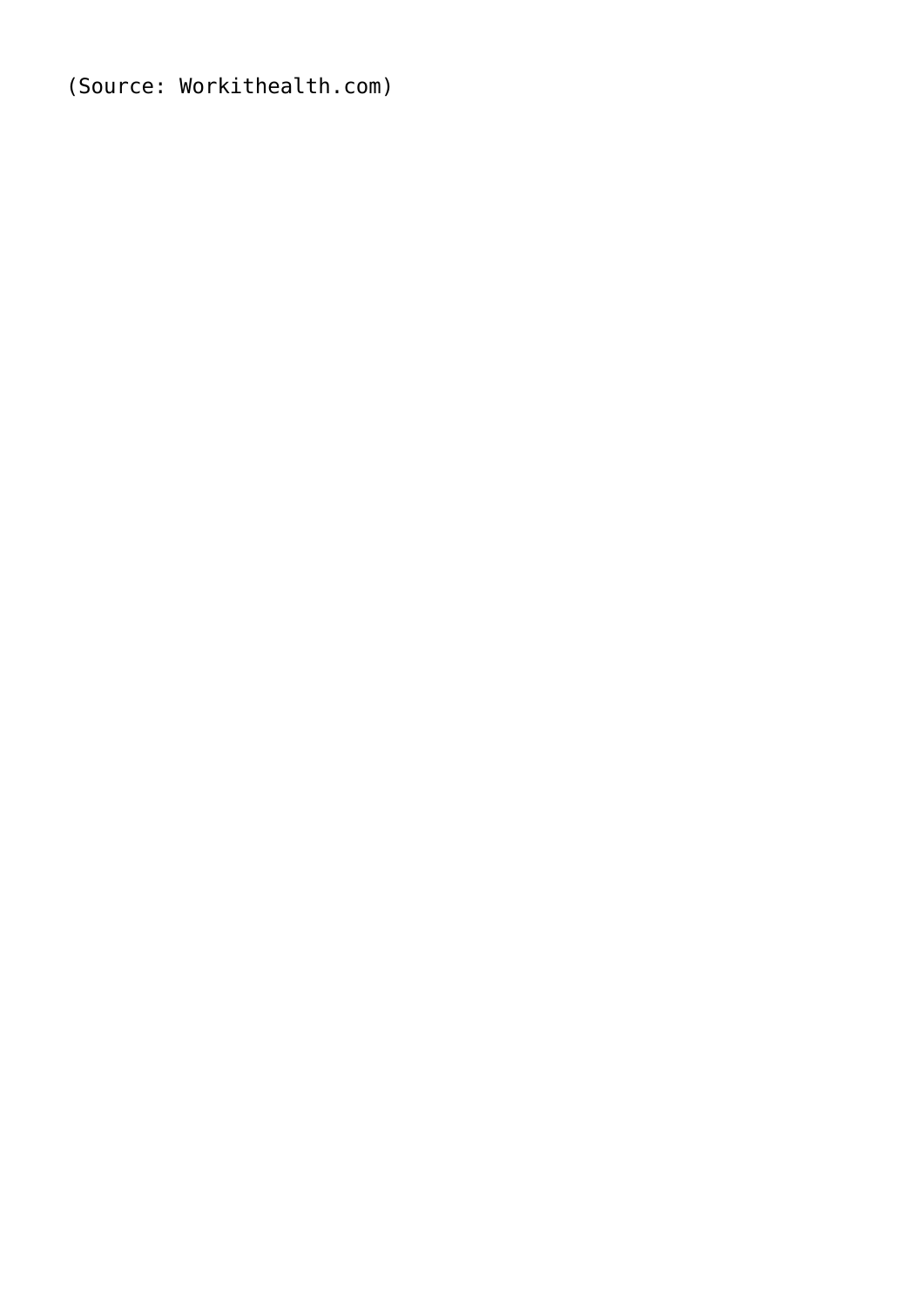(Source: Workithealth.com)